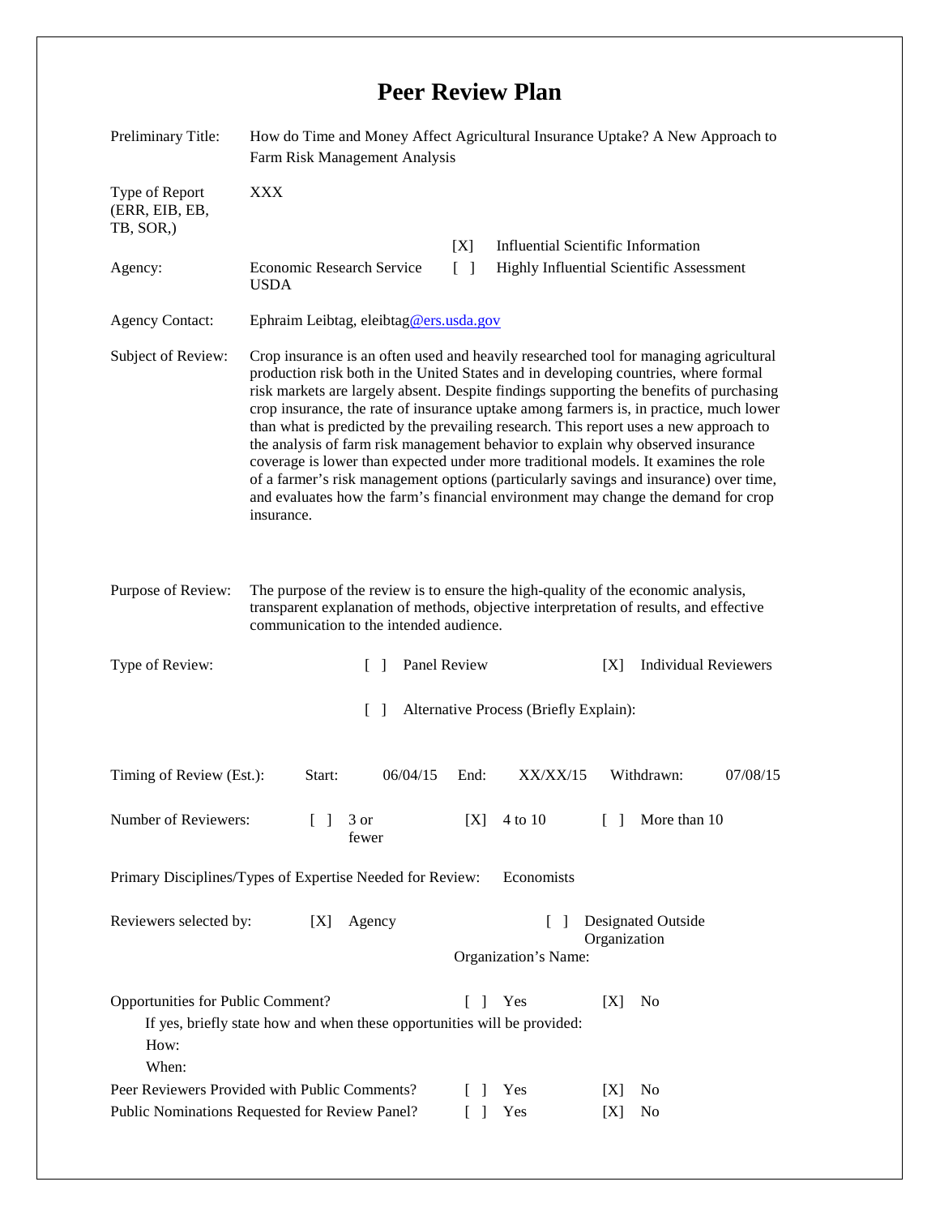# Peer Review Plan

Preliminary Title: How do Time and Money Affect Agricultural Insurance Uptake? A New Approach to Farm Risk Management Analysis

Type of Report (ERR, EIB, EB, TB, SOR,): XXX

[X] Influential Scientific Information

[ ] Highly Influential Scientific Assessment

Agency: Economic Research Service USDA

Agency Contact: Ephraim Leibtag, eleibtag@ers.usda.gov

Subject of Review: Crop insurance is an often used and heavily researched tool for managing agricultural production risk both in the United States and in developing countries, where formal risk markets are largely absent. Despite findings supporting the benefits of purchasing crop insurance, the rate of insurance uptake among farmers is, in practice, much lower than what is predicted by the prevailing research. This report uses a new approach to the analysis of farm risk management behavior to explain why observed insurance coverage is lower than expected under more traditional models. It examines the role of a farmer's risk management options (particularly savings and insurance) over time, and evaluates how the farm's financial environment may change the demand for crop insurance.

Purpose of Review: The purpose of the review is to ensure the high-quality of the economic analysis, transparent explanation of methods, objective interpretation of results, and effective communication to the intended audience.

Type of Review: [ ] Panel Review [X] Individual Reviewers

[ ] Alternative Process (Briefly Explain):

Timing of Review (Est.): Start: 06/04/15 End: XX/XX/15 Withdrawn: 07/08/15

Number of Reviewers: [ ] 3 or fewer [X] 4 to 10 [ ] More than 10

Primary Disciplines/Types of Expertise Needed for Review: Economists

Reviewers selected by: [X] Agency [ ] Designated Outside Organization

Organization's Name:

Opportunities for Public Comment? [ ] Yes [X] No

If yes, briefly state how and when these opportunities will be provided:

How:

When:

Peer Reviewers Provided with Public Comments? [ ] Yes [X] No

Public Nominations Requested for Review Panel? [ ] Yes [X] No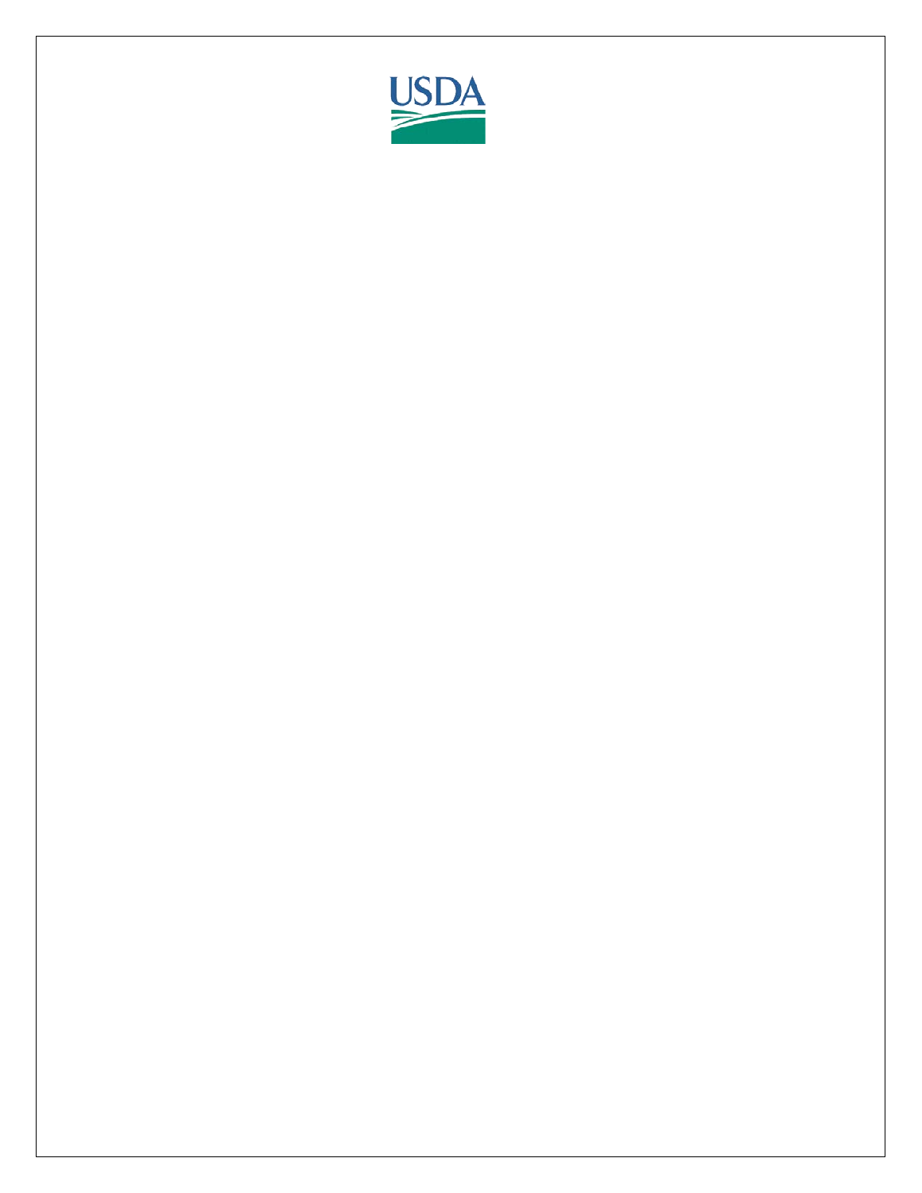USDA